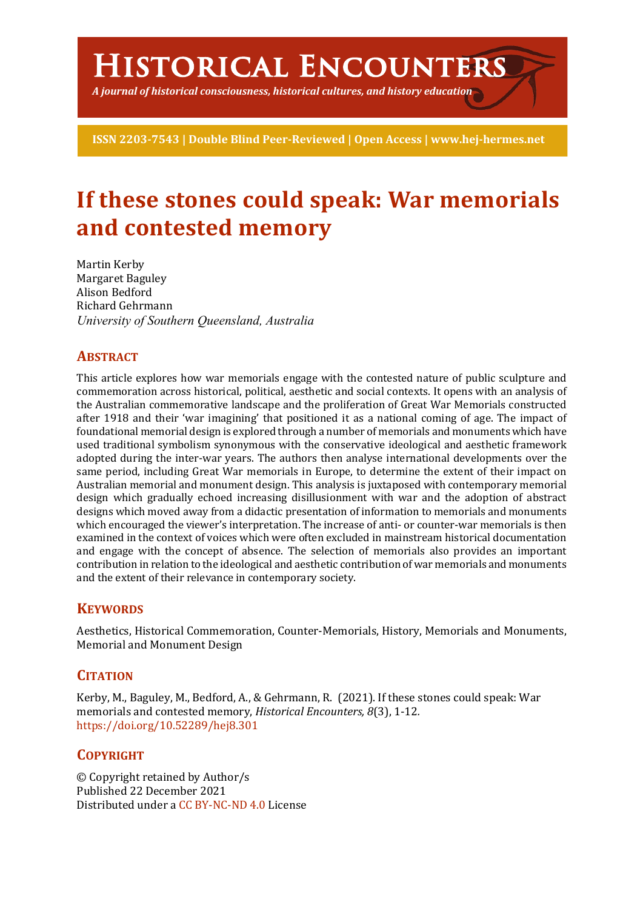# Historical Encounters

*A journal of historical consciousness, historical cultures, and history education*

**ISSN 2203-7543 | Double Blind Peer-Reviewed | Open Access | www.hej-hermes.net**

# If these stones could speak: War memorials and contested memory

Martin Kerby
Margaret Baguley
Alison Bedford
Richard Gehrmann
*University of Southern Queensland, Australia*

## Abstract

This article explores how war memorials engage with the contested nature of public sculpture and commemoration across historical, political, aesthetic and social contexts. It opens with an analysis of the Australian commemorative landscape and the proliferation of Great War Memorials constructed after 1918 and their 'war imagining' that positioned it as a national coming of age. The impact of foundational memorial design is explored through a number of memorials and monuments which have used traditional symbolism synonymous with the conservative ideological and aesthetic framework adopted during the inter-war years. The authors then analyse international developments over the same period, including Great War memorials in Europe, to determine the extent of their impact on Australian memorial and monument design. This analysis is juxtaposed with contemporary memorial design which gradually echoed increasing disillusionment with war and the adoption of abstract designs which moved away from a didactic presentation of information to memorials and monuments which encouraged the viewer's interpretation. The increase of anti- or counter-war memorials is then examined in the context of voices which were often excluded in mainstream historical documentation and engage with the concept of absence. The selection of memorials also provides an important contribution in relation to the ideological and aesthetic contribution of war memorials and monuments and the extent of their relevance in contemporary society.

## Keywords

Aesthetics, Historical Commemoration, Counter-Memorials, History, Memorials and Monuments, Memorial and Monument Design

## Citation

Kerby, M., Baguley, M., Bedford, A., & Gehrmann, R. (2021). If these stones could speak: War memorials and contested memory, *Historical Encounters, 8*(3), 1-12. https://doi.org/10.52289/hej8.301

## Copyright

© Copyright retained by Author/s
Published 22 December 2021
Distributed under a CC BY-NC-ND 4.0 License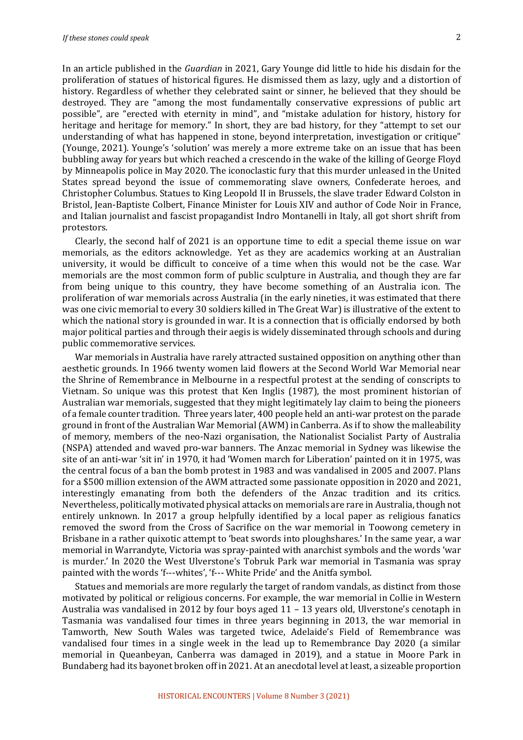In an article published in the *Guardian* in 2021, Gary Younge did little to hide his disdain for the proliferation of statues of historical figures. He dismissed them as lazy, ugly and a distortion of history. Regardless of whether they celebrated saint or sinner, he believed that they should be destroyed. They are "among the most fundamentally conservative expressions of public art possible", are "erected with eternity in mind", and "mistake adulation for history, history for heritage and heritage for memory." In short, they are bad history, for they "attempt to set our understanding of what has happened in stone, beyond interpretation, investigation or critique" (Younge, 2021). Younge's 'solution' was merely a more extreme take on an issue that has been bubbling away for years but which reached a crescendo in the wake of the killing of George Floyd by Minneapolis police in May 2020. The iconoclastic fury that this murder unleased in the United States spread beyond the issue of commemorating slave owners, Confederate heroes, and Christopher Columbus. Statues to King Leopold II in Brussels, the slave trader Edward Colston in Bristol, Jean-Baptiste Colbert, Finance Minister for Louis XIV and author of Code Noir in France, and Italian journalist and fascist propagandist Indro Montanelli in Italy, all got short shrift from protestors.

Clearly, the second half of 2021 is an opportune time to edit a special theme issue on war memorials, as the editors acknowledge. Yet as they are academics working at an Australian university, it would be difficult to conceive of a time when this would not be the case. War memorials are the most common form of public sculpture in Australia, and though they are far from being unique to this country, they have become something of an Australia icon. The proliferation of war memorials across Australia (in the early nineties, it was estimated that there was one civic memorial to every 30 soldiers killed in The Great War) is illustrative of the extent to which the national story is grounded in war. It is a connection that is officially endorsed by both major political parties and through their aegis is widely disseminated through schools and during public commemorative services.

War memorials in Australia have rarely attracted sustained opposition on anything other than aesthetic grounds. In 1966 twenty women laid flowers at the Second World War Memorial near the Shrine of Remembrance in Melbourne in a respectful protest at the sending of conscripts to Vietnam. So unique was this protest that Ken Inglis (1987), the most prominent historian of Australian war memorials, suggested that they might legitimately lay claim to being the pioneers of a female counter tradition. Three years later, 400 people held an anti-war protest on the parade ground in front of the Australian War Memorial (AWM) in Canberra. As if to show the malleability of memory, members of the neo-Nazi organisation, the Nationalist Socialist Party of Australia (NSPA) attended and waved pro-war banners. The Anzac memorial in Sydney was likewise the site of an anti-war 'sit in' in 1970, it had 'Women march for Liberation' painted on it in 1975, was the central focus of a ban the bomb protest in 1983 and was vandalised in 2005 and 2007. Plans for a $500 million extension of the AWM attracted some passionate opposition in 2020 and 2021, interestingly emanating from both the defenders of the Anzac tradition and its critics. Nevertheless, politically motivated physical attacks on memorials are rare in Australia, though not entirely unknown. In 2017 a group helpfully identified by a local paper as religious fanatics removed the sword from the Cross of Sacrifice on the war memorial in Toowong cemetery in Brisbane in a rather quixotic attempt to 'beat swords into ploughshares.' In the same year, a war memorial in Warrandyte, Victoria was spray-painted with anarchist symbols and the words 'war is murder.' In 2020 the West Ulverstone's Tobruk Park war memorial in Tasmania was spray painted with the words 'f---whites', 'f--- White Pride' and the Anitfa symbol.

Statues and memorials are more regularly the target of random vandals, as distinct from those motivated by political or religious concerns. For example, the war memorial in Collie in Western Australia was vandalised in 2012 by four boys aged 11 – 13 years old, Ulverstone's cenotaph in Tasmania was vandalised four times in three years beginning in 2013, the war memorial in Tamworth, New South Wales was targeted twice, Adelaide's Field of Remembrance was vandalised four times in a single week in the lead up to Remembrance Day 2020 (a similar memorial in Queanbeyan, Canberra was damaged in 2019), and a statue in Moore Park in Bundaberg had its bayonet broken off in 2021. At an anecdotal level at least, a sizeable proportion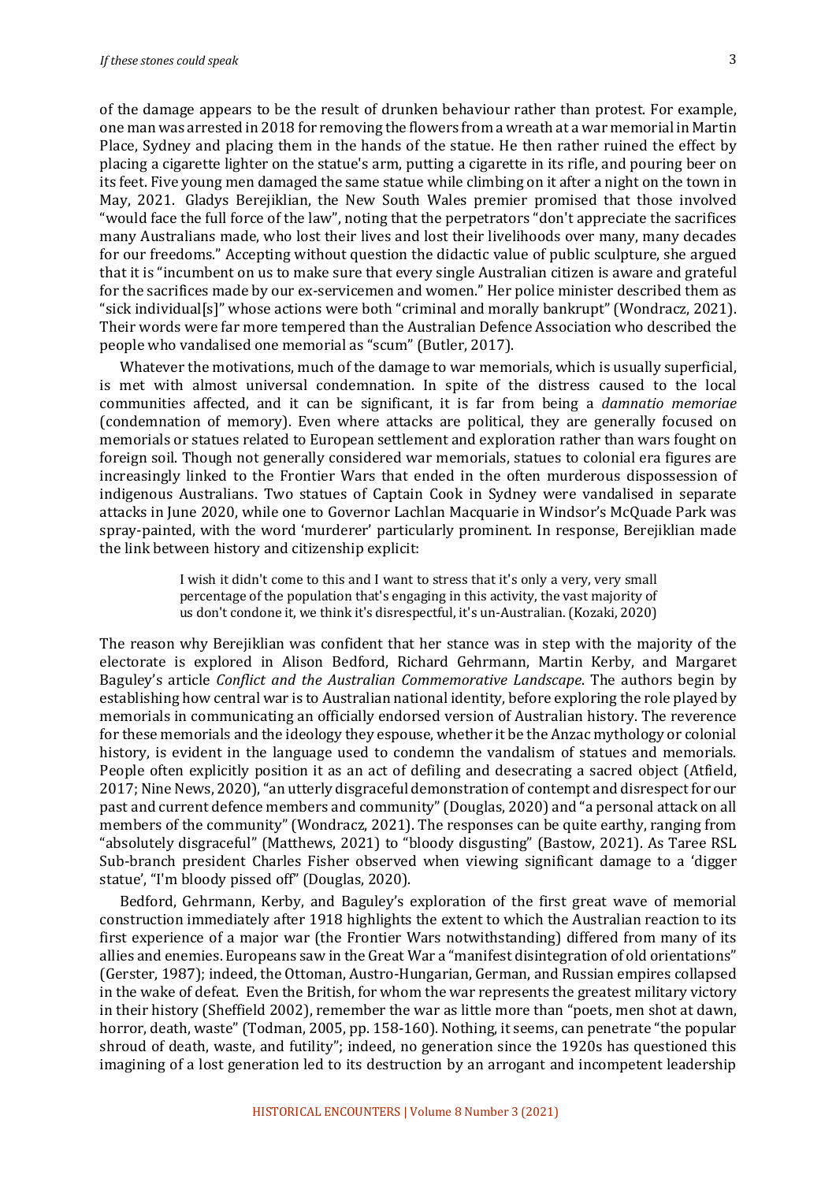of the damage appears to be the result of drunken behaviour rather than protest. For example, one man was arrested in 2018 for removing the flowers from a wreath at a war memorial in Martin Place, Sydney and placing them in the hands of the statue. He then rather ruined the effect by placing a cigarette lighter on the statue's arm, putting a cigarette in its rifle, and pouring beer on its feet. Five young men damaged the same statue while climbing on it after a night on the town in May, 2021. Gladys Berejiklian, the New South Wales premier promised that those involved "would face the full force of the law", noting that the perpetrators "don't appreciate the sacrifices many Australians made, who lost their lives and lost their livelihoods over many, many decades for our freedoms." Accepting without question the didactic value of public sculpture, she argued that it is "incumbent on us to make sure that every single Australian citizen is aware and grateful for the sacrifices made by our ex-servicemen and women." Her police minister described them as "sick individual[s]" whose actions were both "criminal and morally bankrupt" (Wondracz, 2021). Their words were far more tempered than the Australian Defence Association who described the people who vandalised one memorial as "scum" (Butler, 2017).

Whatever the motivations, much of the damage to war memorials, which is usually superficial, is met with almost universal condemnation. In spite of the distress caused to the local communities affected, and it can be significant, it is far from being a *damnatio memoriae* (condemnation of memory). Even where attacks are political, they are generally focused on memorials or statues related to European settlement and exploration rather than wars fought on foreign soil. Though not generally considered war memorials, statues to colonial era figures are increasingly linked to the Frontier Wars that ended in the often murderous dispossession of indigenous Australians. Two statues of Captain Cook in Sydney were vandalised in separate attacks in June 2020, while one to Governor Lachlan Macquarie in Windsor's McQuade Park was spray-painted, with the word 'murderer' particularly prominent. In response, Berejiklian made the link between history and citizenship explicit:

> I wish it didn't come to this and I want to stress that it's only a very, very small percentage of the population that's engaging in this activity, the vast majority of us don't condone it, we think it's disrespectful, it's un-Australian. (Kozaki, 2020)

The reason why Berejiklian was confident that her stance was in step with the majority of the electorate is explored in Alison Bedford, Richard Gehrmann, Martin Kerby, and Margaret Baguley's article *Conflict and the Australian Commemorative Landscape*. The authors begin by establishing how central war is to Australian national identity, before exploring the role played by memorials in communicating an officially endorsed version of Australian history. The reverence for these memorials and the ideology they espouse, whether it be the Anzac mythology or colonial history, is evident in the language used to condemn the vandalism of statues and memorials. People often explicitly position it as an act of defiling and desecrating a sacred object (Atfield, 2017; Nine News, 2020), "an utterly disgraceful demonstration of contempt and disrespect for our past and current defence members and community" (Douglas, 2020) and "a personal attack on all members of the community" (Wondracz, 2021). The responses can be quite earthy, ranging from "absolutely disgraceful" (Matthews, 2021) to "bloody disgusting" (Bastow, 2021). As Taree RSL Sub-branch president Charles Fisher observed when viewing significant damage to a 'digger statue', "I'm bloody pissed off" (Douglas, 2020).

Bedford, Gehrmann, Kerby, and Baguley's exploration of the first great wave of memorial construction immediately after 1918 highlights the extent to which the Australian reaction to its first experience of a major war (the Frontier Wars notwithstanding) differed from many of its allies and enemies. Europeans saw in the Great War a "manifest disintegration of old orientations" (Gerster, 1987); indeed, the Ottoman, Austro-Hungarian, German, and Russian empires collapsed in the wake of defeat. Even the British, for whom the war represents the greatest military victory in their history (Sheffield 2002), remember the war as little more than "poets, men shot at dawn, horror, death, waste" (Todman, 2005, pp. 158-160). Nothing, it seems, can penetrate "the popular shroud of death, waste, and futility"; indeed, no generation since the 1920s has questioned this imagining of a lost generation led to its destruction by an arrogant and incompetent leadership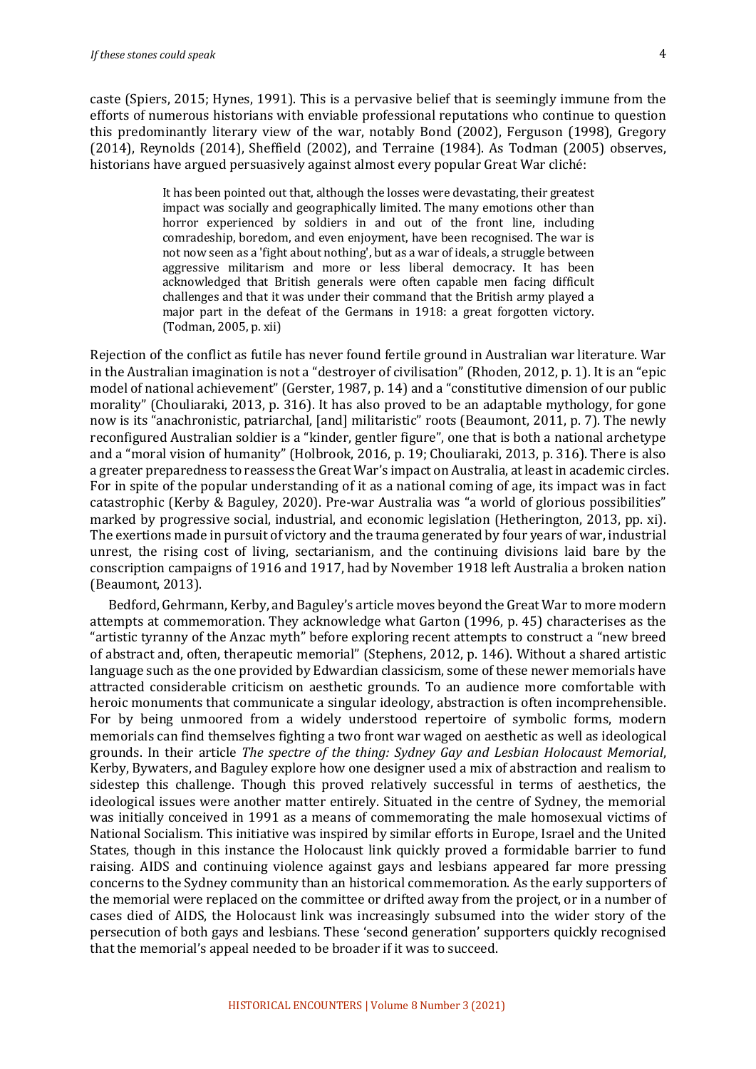caste (Spiers, 2015; Hynes, 1991). This is a pervasive belief that is seemingly immune from the efforts of numerous historians with enviable professional reputations who continue to question this predominantly literary view of the war, notably Bond (2002), Ferguson (1998), Gregory (2014), Reynolds (2014), Sheffield (2002), and Terraine (1984). As Todman (2005) observes, historians have argued persuasively against almost every popular Great War cliché:

> It has been pointed out that, although the losses were devastating, their greatest impact was socially and geographically limited. The many emotions other than horror experienced by soldiers in and out of the front line, including comradeship, boredom, and even enjoyment, have been recognised. The war is not now seen as a 'fight about nothing', but as a war of ideals, a struggle between aggressive militarism and more or less liberal democracy. It has been acknowledged that British generals were often capable men facing difficult challenges and that it was under their command that the British army played a major part in the defeat of the Germans in 1918: a great forgotten victory. (Todman, 2005, p. xii)

Rejection of the conflict as futile has never found fertile ground in Australian war literature. War in the Australian imagination is not a "destroyer of civilisation" (Rhoden, 2012, p. 1). It is an "epic model of national achievement" (Gerster, 1987, p. 14) and a "constitutive dimension of our public morality" (Chouliaraki, 2013, p. 316). It has also proved to be an adaptable mythology, for gone now is its "anachronistic, patriarchal, [and] militaristic" roots (Beaumont, 2011, p. 7). The newly reconfigured Australian soldier is a "kinder, gentler figure", one that is both a national archetype and a "moral vision of humanity" (Holbrook, 2016, p. 19; Chouliaraki, 2013, p. 316). There is also a greater preparedness to reassess the Great War's impact on Australia, at least in academic circles. For in spite of the popular understanding of it as a national coming of age, its impact was in fact catastrophic (Kerby & Baguley, 2020). Pre-war Australia was "a world of glorious possibilities" marked by progressive social, industrial, and economic legislation (Hetherington, 2013, pp. xi). The exertions made in pursuit of victory and the trauma generated by four years of war, industrial unrest, the rising cost of living, sectarianism, and the continuing divisions laid bare by the conscription campaigns of 1916 and 1917, had by November 1918 left Australia a broken nation (Beaumont, 2013).

Bedford, Gehrmann, Kerby, and Baguley's article moves beyond the Great War to more modern attempts at commemoration. They acknowledge what Garton (1996, p. 45) characterises as the "artistic tyranny of the Anzac myth" before exploring recent attempts to construct a "new breed of abstract and, often, therapeutic memorial" (Stephens, 2012, p. 146). Without a shared artistic language such as the one provided by Edwardian classicism, some of these newer memorials have attracted considerable criticism on aesthetic grounds. To an audience more comfortable with heroic monuments that communicate a singular ideology, abstraction is often incomprehensible. For by being unmoored from a widely understood repertoire of symbolic forms, modern memorials can find themselves fighting a two front war waged on aesthetic as well as ideological grounds. In their article *The spectre of the thing: Sydney Gay and Lesbian Holocaust Memorial*, Kerby, Bywaters, and Baguley explore how one designer used a mix of abstraction and realism to sidestep this challenge. Though this proved relatively successful in terms of aesthetics, the ideological issues were another matter entirely. Situated in the centre of Sydney, the memorial was initially conceived in 1991 as a means of commemorating the male homosexual victims of National Socialism. This initiative was inspired by similar efforts in Europe, Israel and the United States, though in this instance the Holocaust link quickly proved a formidable barrier to fund raising. AIDS and continuing violence against gays and lesbians appeared far more pressing concerns to the Sydney community than an historical commemoration. As the early supporters of the memorial were replaced on the committee or drifted away from the project, or in a number of cases died of AIDS, the Holocaust link was increasingly subsumed into the wider story of the persecution of both gays and lesbians. These 'second generation' supporters quickly recognised that the memorial's appeal needed to be broader if it was to succeed.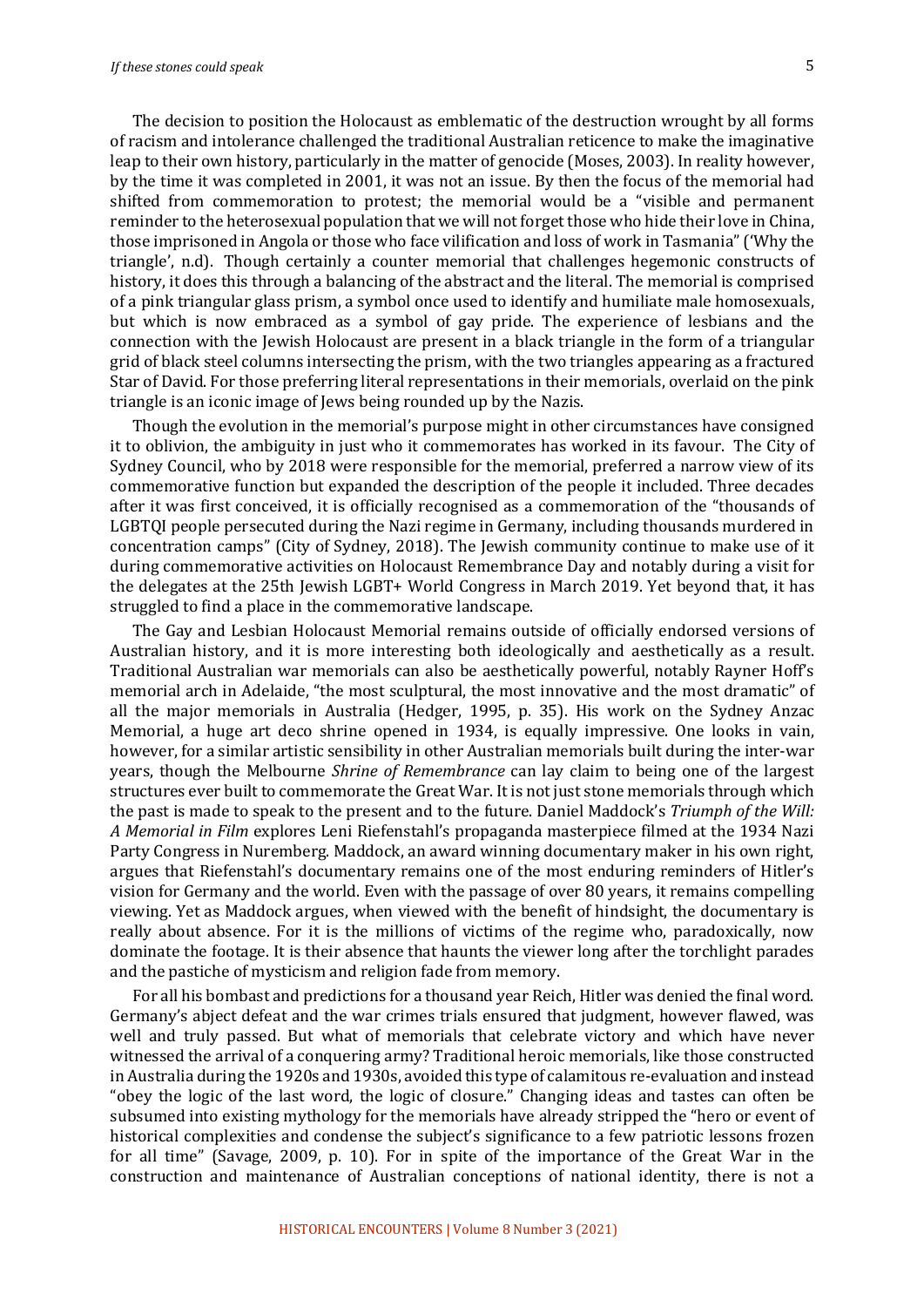The decision to position the Holocaust as emblematic of the destruction wrought by all forms of racism and intolerance challenged the traditional Australian reticence to make the imaginative leap to their own history, particularly in the matter of genocide (Moses, 2003). In reality however, by the time it was completed in 2001, it was not an issue. By then the focus of the memorial had shifted from commemoration to protest; the memorial would be a "visible and permanent reminder to the heterosexual population that we will not forget those who hide their love in China, those imprisoned in Angola or those who face vilification and loss of work in Tasmania" ('Why the triangle', n.d). Though certainly a counter memorial that challenges hegemonic constructs of history, it does this through a balancing of the abstract and the literal. The memorial is comprised of a pink triangular glass prism, a symbol once used to identify and humiliate male homosexuals, but which is now embraced as a symbol of gay pride. The experience of lesbians and the connection with the Jewish Holocaust are present in a black triangle in the form of a triangular grid of black steel columns intersecting the prism, with the two triangles appearing as a fractured Star of David. For those preferring literal representations in their memorials, overlaid on the pink triangle is an iconic image of Jews being rounded up by the Nazis.

Though the evolution in the memorial's purpose might in other circumstances have consigned it to oblivion, the ambiguity in just who it commemorates has worked in its favour. The City of Sydney Council, who by 2018 were responsible for the memorial, preferred a narrow view of its commemorative function but expanded the description of the people it included. Three decades after it was first conceived, it is officially recognised as a commemoration of the "thousands of LGBTQI people persecuted during the Nazi regime in Germany, including thousands murdered in concentration camps" (City of Sydney, 2018). The Jewish community continue to make use of it during commemorative activities on Holocaust Remembrance Day and notably during a visit for the delegates at the 25th Jewish LGBT+ World Congress in March 2019. Yet beyond that, it has struggled to find a place in the commemorative landscape.

The Gay and Lesbian Holocaust Memorial remains outside of officially endorsed versions of Australian history, and it is more interesting both ideologically and aesthetically as a result. Traditional Australian war memorials can also be aesthetically powerful, notably Rayner Hoff's memorial arch in Adelaide, "the most sculptural, the most innovative and the most dramatic" of all the major memorials in Australia (Hedger, 1995, p. 35). His work on the Sydney Anzac Memorial, a huge art deco shrine opened in 1934, is equally impressive. One looks in vain, however, for a similar artistic sensibility in other Australian memorials built during the inter-war years, though the Melbourne *Shrine of Remembrance* can lay claim to being one of the largest structures ever built to commemorate the Great War. It is not just stone memorials through which the past is made to speak to the present and to the future. Daniel Maddock's *Triumph of the Will: A Memorial in Film* explores Leni Riefenstahl's propaganda masterpiece filmed at the 1934 Nazi Party Congress in Nuremberg. Maddock, an award winning documentary maker in his own right, argues that Riefenstahl's documentary remains one of the most enduring reminders of Hitler's vision for Germany and the world. Even with the passage of over 80 years, it remains compelling viewing. Yet as Maddock argues, when viewed with the benefit of hindsight, the documentary is really about absence. For it is the millions of victims of the regime who, paradoxically, now dominate the footage. It is their absence that haunts the viewer long after the torchlight parades and the pastiche of mysticism and religion fade from memory.

For all his bombast and predictions for a thousand year Reich, Hitler was denied the final word. Germany's abject defeat and the war crimes trials ensured that judgment, however flawed, was well and truly passed. But what of memorials that celebrate victory and which have never witnessed the arrival of a conquering army? Traditional heroic memorials, like those constructed in Australia during the 1920s and 1930s, avoided this type of calamitous re-evaluation and instead "obey the logic of the last word, the logic of closure." Changing ideas and tastes can often be subsumed into existing mythology for the memorials have already stripped the "hero or event of historical complexities and condense the subject's significance to a few patriotic lessons frozen for all time" (Savage, 2009, p. 10). For in spite of the importance of the Great War in the construction and maintenance of Australian conceptions of national identity, there is not a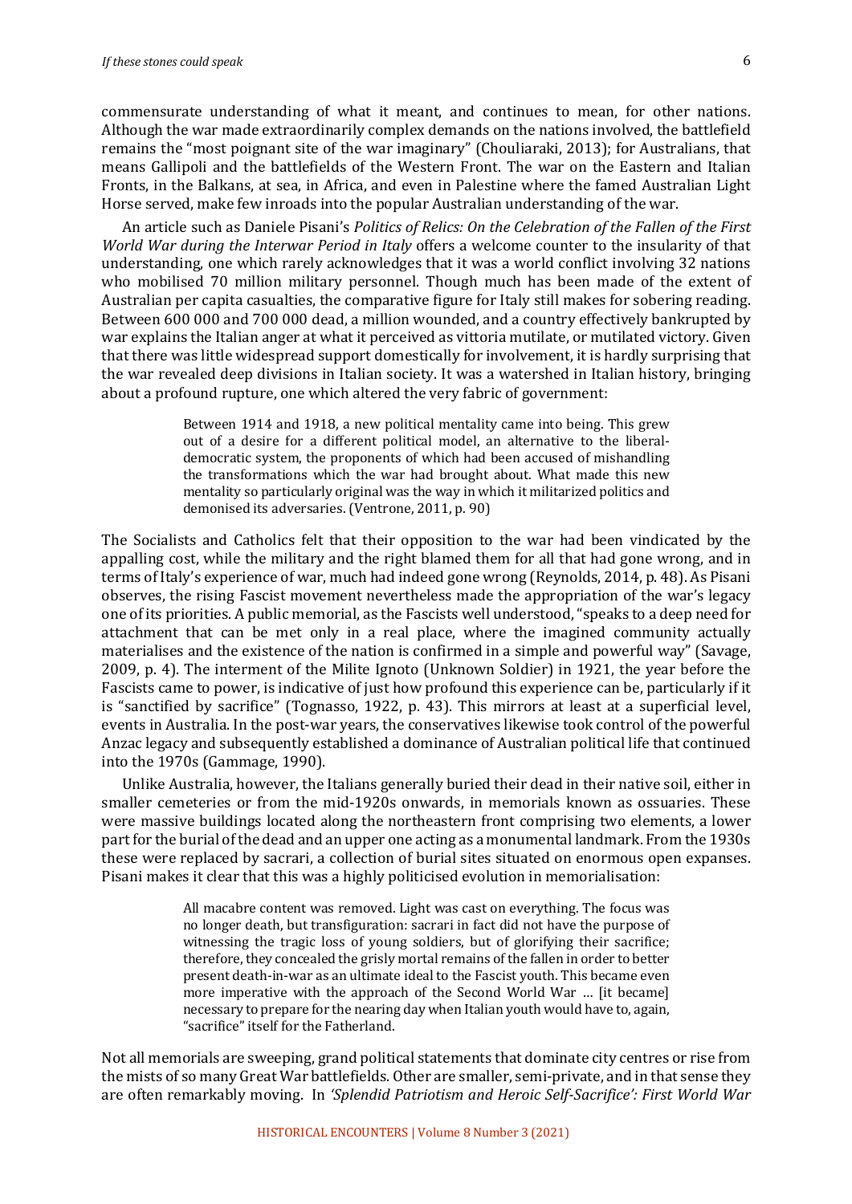commensurate understanding of what it meant, and continues to mean, for other nations. Although the war made extraordinarily complex demands on the nations involved, the battlefield remains the "most poignant site of the war imaginary" (Chouliaraki, 2013); for Australians, that means Gallipoli and the battlefields of the Western Front. The war on the Eastern and Italian Fronts, in the Balkans, at sea, in Africa, and even in Palestine where the famed Australian Light Horse served, make few inroads into the popular Australian understanding of the war.

An article such as Daniele Pisani's *Politics of Relics: On the Celebration of the Fallen of the First World War during the Interwar Period in Italy* offers a welcome counter to the insularity of that understanding, one which rarely acknowledges that it was a world conflict involving 32 nations who mobilised 70 million military personnel. Though much has been made of the extent of Australian per capita casualties, the comparative figure for Italy still makes for sobering reading. Between 600 000 and 700 000 dead, a million wounded, and a country effectively bankrupted by war explains the Italian anger at what it perceived as vittoria mutilate, or mutilated victory. Given that there was little widespread support domestically for involvement, it is hardly surprising that the war revealed deep divisions in Italian society. It was a watershed in Italian history, bringing about a profound rupture, one which altered the very fabric of government:

> Between 1914 and 1918, a new political mentality came into being. This grew out of a desire for a different political model, an alternative to the liberal-democratic system, the proponents of which had been accused of mishandling the transformations which the war had brought about. What made this new mentality so particularly original was the way in which it militarized politics and demonised its adversaries. (Ventrone, 2011, p. 90)

The Socialists and Catholics felt that their opposition to the war had been vindicated by the appalling cost, while the military and the right blamed them for all that had gone wrong, and in terms of Italy's experience of war, much had indeed gone wrong (Reynolds, 2014, p. 48). As Pisani observes, the rising Fascist movement nevertheless made the appropriation of the war's legacy one of its priorities. A public memorial, as the Fascists well understood, "speaks to a deep need for attachment that can be met only in a real place, where the imagined community actually materialises and the existence of the nation is confirmed in a simple and powerful way" (Savage, 2009, p. 4). The interment of the Milite Ignoto (Unknown Soldier) in 1921, the year before the Fascists came to power, is indicative of just how profound this experience can be, particularly if it is "sanctified by sacrifice" (Tognasso, 1922, p. 43). This mirrors at least at a superficial level, events in Australia. In the post-war years, the conservatives likewise took control of the powerful Anzac legacy and subsequently established a dominance of Australian political life that continued into the 1970s (Gammage, 1990).

Unlike Australia, however, the Italians generally buried their dead in their native soil, either in smaller cemeteries or from the mid-1920s onwards, in memorials known as ossuaries. These were massive buildings located along the northeastern front comprising two elements, a lower part for the burial of the dead and an upper one acting as a monumental landmark. From the 1930s these were replaced by sacrari, a collection of burial sites situated on enormous open expanses. Pisani makes it clear that this was a highly politicised evolution in memorialisation:

> All macabre content was removed. Light was cast on everything. The focus was no longer death, but transfiguration: sacrari in fact did not have the purpose of witnessing the tragic loss of young soldiers, but of glorifying their sacrifice; therefore, they concealed the grisly mortal remains of the fallen in order to better present death-in-war as an ultimate ideal to the Fascist youth. This became even more imperative with the approach of the Second World War … [it became] necessary to prepare for the nearing day when Italian youth would have to, again, "sacrifice" itself for the Fatherland.

Not all memorials are sweeping, grand political statements that dominate city centres or rise from the mists of so many Great War battlefields. Other are smaller, semi-private, and in that sense they are often remarkably moving. In *'Splendid Patriotism and Heroic Self-Sacrifice': First World War*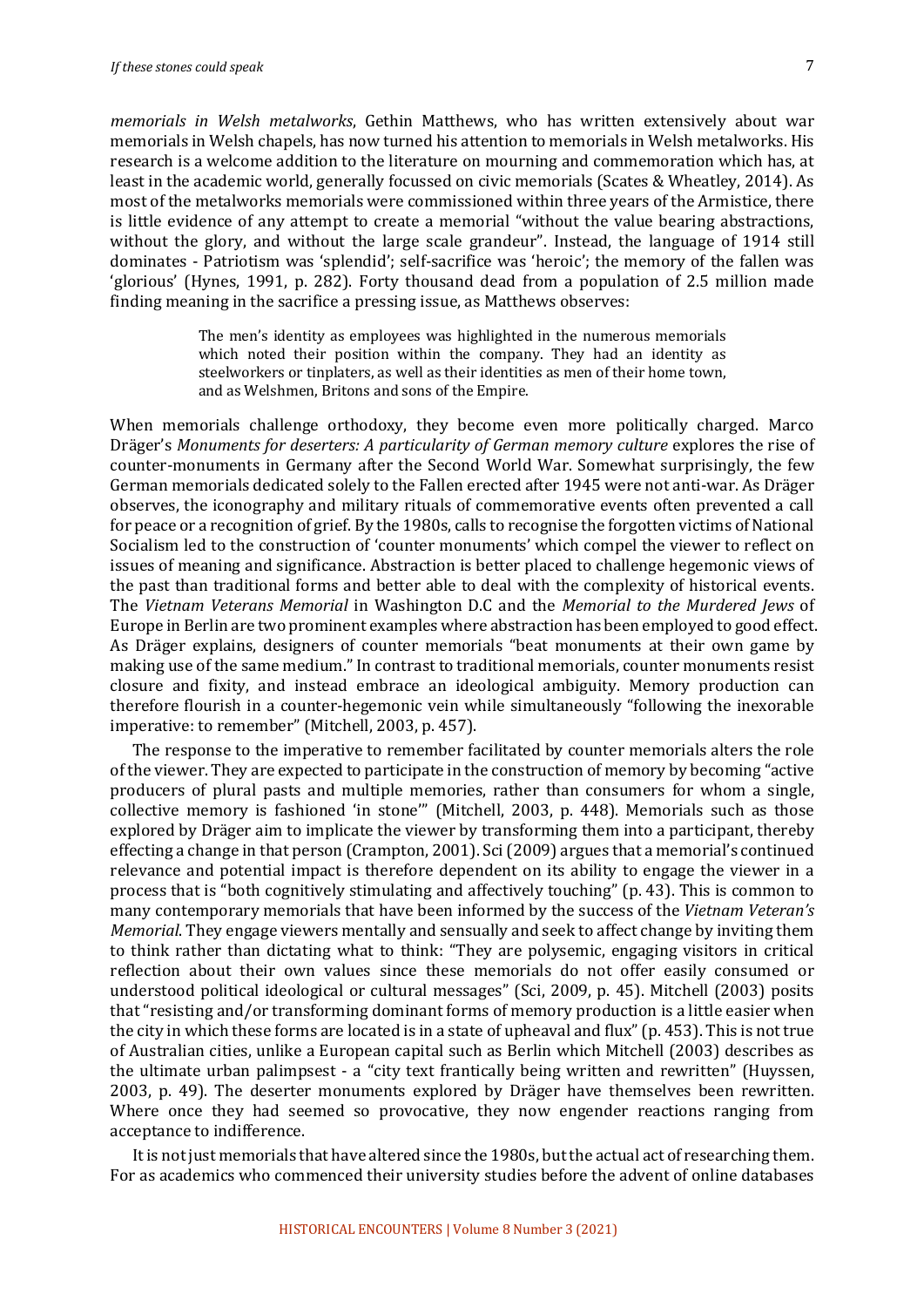*memorials in Welsh metalworks*, Gethin Matthews, who has written extensively about war memorials in Welsh chapels, has now turned his attention to memorials in Welsh metalworks. His research is a welcome addition to the literature on mourning and commemoration which has, at least in the academic world, generally focussed on civic memorials (Scates & Wheatley, 2014). As most of the metalworks memorials were commissioned within three years of the Armistice, there is little evidence of any attempt to create a memorial "without the value bearing abstractions, without the glory, and without the large scale grandeur". Instead, the language of 1914 still dominates - Patriotism was 'splendid'; self-sacrifice was 'heroic'; the memory of the fallen was 'glorious' (Hynes, 1991, p. 282). Forty thousand dead from a population of 2.5 million made finding meaning in the sacrifice a pressing issue, as Matthews observes:

> The men's identity as employees was highlighted in the numerous memorials which noted their position within the company. They had an identity as steelworkers or tinplaters, as well as their identities as men of their home town, and as Welshmen, Britons and sons of the Empire.

When memorials challenge orthodoxy, they become even more politically charged. Marco Dräger's *Monuments for deserters: A particularity of German memory culture* explores the rise of counter-monuments in Germany after the Second World War. Somewhat surprisingly, the few German memorials dedicated solely to the Fallen erected after 1945 were not anti-war. As Dräger observes, the iconography and military rituals of commemorative events often prevented a call for peace or a recognition of grief. By the 1980s, calls to recognise the forgotten victims of National Socialism led to the construction of 'counter monuments' which compel the viewer to reflect on issues of meaning and significance. Abstraction is better placed to challenge hegemonic views of the past than traditional forms and better able to deal with the complexity of historical events. The *Vietnam Veterans Memorial* in Washington D.C and the *Memorial to the Murdered Jews* of Europe in Berlin are two prominent examples where abstraction has been employed to good effect. As Dräger explains, designers of counter memorials "beat monuments at their own game by making use of the same medium." In contrast to traditional memorials, counter monuments resist closure and fixity, and instead embrace an ideological ambiguity. Memory production can therefore flourish in a counter-hegemonic vein while simultaneously "following the inexorable imperative: to remember" (Mitchell, 2003, p. 457).

The response to the imperative to remember facilitated by counter memorials alters the role of the viewer. They are expected to participate in the construction of memory by becoming "active producers of plural pasts and multiple memories, rather than consumers for whom a single, collective memory is fashioned 'in stone'" (Mitchell, 2003, p. 448). Memorials such as those explored by Dräger aim to implicate the viewer by transforming them into a participant, thereby effecting a change in that person (Crampton, 2001). Sci (2009) argues that a memorial's continued relevance and potential impact is therefore dependent on its ability to engage the viewer in a process that is "both cognitively stimulating and affectively touching" (p. 43). This is common to many contemporary memorials that have been informed by the success of the *Vietnam Veteran's Memorial*. They engage viewers mentally and sensually and seek to affect change by inviting them to think rather than dictating what to think: "They are polysemic, engaging visitors in critical reflection about their own values since these memorials do not offer easily consumed or understood political ideological or cultural messages" (Sci, 2009, p. 45). Mitchell (2003) posits that "resisting and/or transforming dominant forms of memory production is a little easier when the city in which these forms are located is in a state of upheaval and flux" (p. 453). This is not true of Australian cities, unlike a European capital such as Berlin which Mitchell (2003) describes as the ultimate urban palimpsest - a "city text frantically being written and rewritten" (Huyssen, 2003, p. 49). The deserter monuments explored by Dräger have themselves been rewritten. Where once they had seemed so provocative, they now engender reactions ranging from acceptance to indifference.

It is not just memorials that have altered since the 1980s, but the actual act of researching them. For as academics who commenced their university studies before the advent of online databases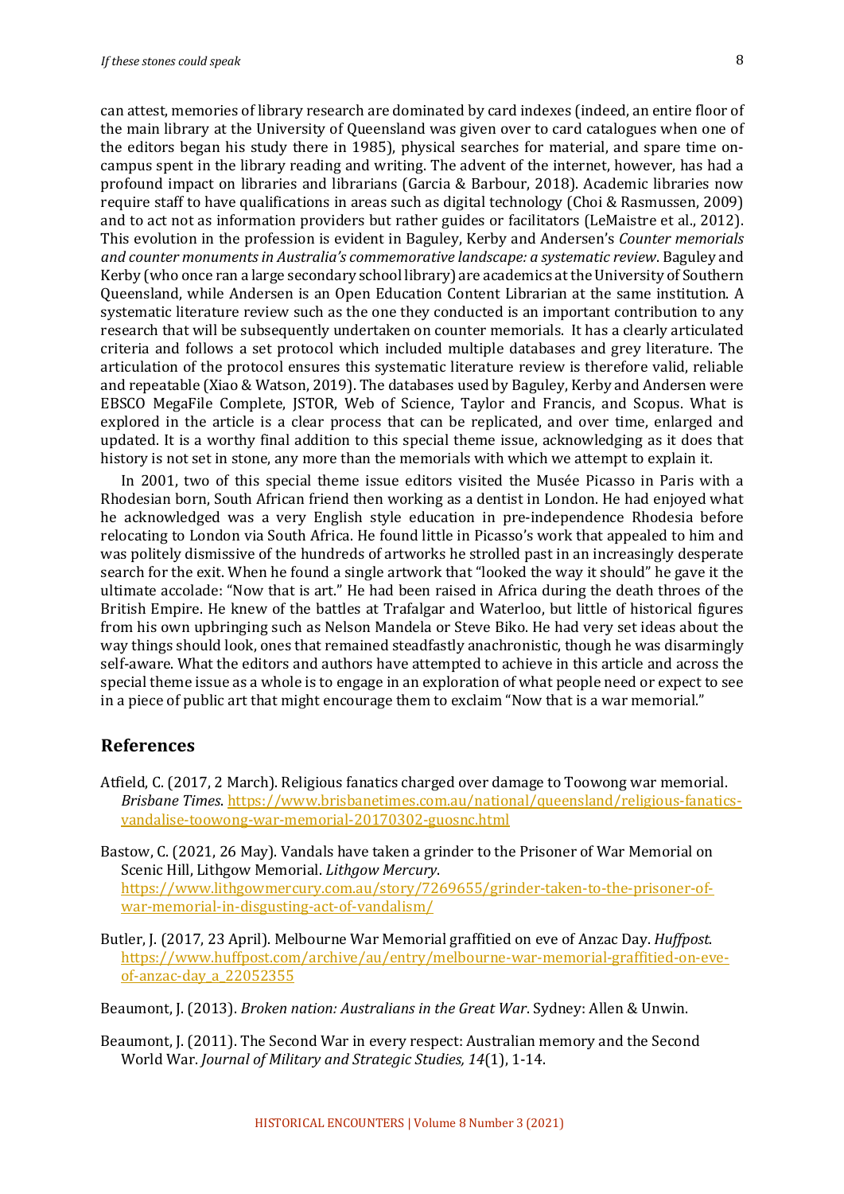can attest, memories of library research are dominated by card indexes (indeed, an entire floor of the main library at the University of Queensland was given over to card catalogues when one of the editors began his study there in 1985), physical searches for material, and spare time on-campus spent in the library reading and writing. The advent of the internet, however, has had a profound impact on libraries and librarians (Garcia & Barbour, 2018). Academic libraries now require staff to have qualifications in areas such as digital technology (Choi & Rasmussen, 2009) and to act not as information providers but rather guides or facilitators (LeMaistre et al., 2012). This evolution in the profession is evident in Baguley, Kerby and Andersen's *Counter memorials and counter monuments in Australia's commemorative landscape: a systematic review*. Baguley and Kerby (who once ran a large secondary school library) are academics at the University of Southern Queensland, while Andersen is an Open Education Content Librarian at the same institution. A systematic literature review such as the one they conducted is an important contribution to any research that will be subsequently undertaken on counter memorials. It has a clearly articulated criteria and follows a set protocol which included multiple databases and grey literature. The articulation of the protocol ensures this systematic literature review is therefore valid, reliable and repeatable (Xiao & Watson, 2019). The databases used by Baguley, Kerby and Andersen were EBSCO MegaFile Complete, JSTOR, Web of Science, Taylor and Francis, and Scopus. What is explored in the article is a clear process that can be replicated, and over time, enlarged and updated. It is a worthy final addition to this special theme issue, acknowledging as it does that history is not set in stone, any more than the memorials with which we attempt to explain it.

In 2001, two of this special theme issue editors visited the Musée Picasso in Paris with a Rhodesian born, South African friend then working as a dentist in London. He had enjoyed what he acknowledged was a very English style education in pre-independence Rhodesia before relocating to London via South Africa. He found little in Picasso's work that appealed to him and was politely dismissive of the hundreds of artworks he strolled past in an increasingly desperate search for the exit. When he found a single artwork that "looked the way it should" he gave it the ultimate accolade: "Now that is art." He had been raised in Africa during the death throes of the British Empire. He knew of the battles at Trafalgar and Waterloo, but little of historical figures from his own upbringing such as Nelson Mandela or Steve Biko. He had very set ideas about the way things should look, ones that remained steadfastly anachronistic, though he was disarmingly self-aware. What the editors and authors have attempted to achieve in this article and across the special theme issue as a whole is to engage in an exploration of what people need or expect to see in a piece of public art that might encourage them to exclaim "Now that is a war memorial."

## References

Atfield, C. (2017, 2 March). Religious fanatics charged over damage to Toowong war memorial. *Brisbane Times*. https://www.brisbanetimes.com.au/national/queensland/religious-fanatics-vandalise-toowong-war-memorial-20170302-guosnc.html

Bastow, C. (2021, 26 May). Vandals have taken a grinder to the Prisoner of War Memorial on Scenic Hill, Lithgow Memorial. *Lithgow Mercury*. https://www.lithgowmercury.com.au/story/7269655/grinder-taken-to-the-prisoner-of-war-memorial-in-disgusting-act-of-vandalism/

Butler, J. (2017, 23 April). Melbourne War Memorial graffitied on eve of Anzac Day. *Huffpost*. https://www.huffpost.com/archive/au/entry/melbourne-war-memorial-graffitied-on-eve-of-anzac-day_a_22052355

Beaumont, J. (2013). *Broken nation: Australians in the Great War*. Sydney: Allen & Unwin.

Beaumont, J. (2011). The Second War in every respect: Australian memory and the Second World War. *Journal of Military and Strategic Studies, 14*(1), 1-14.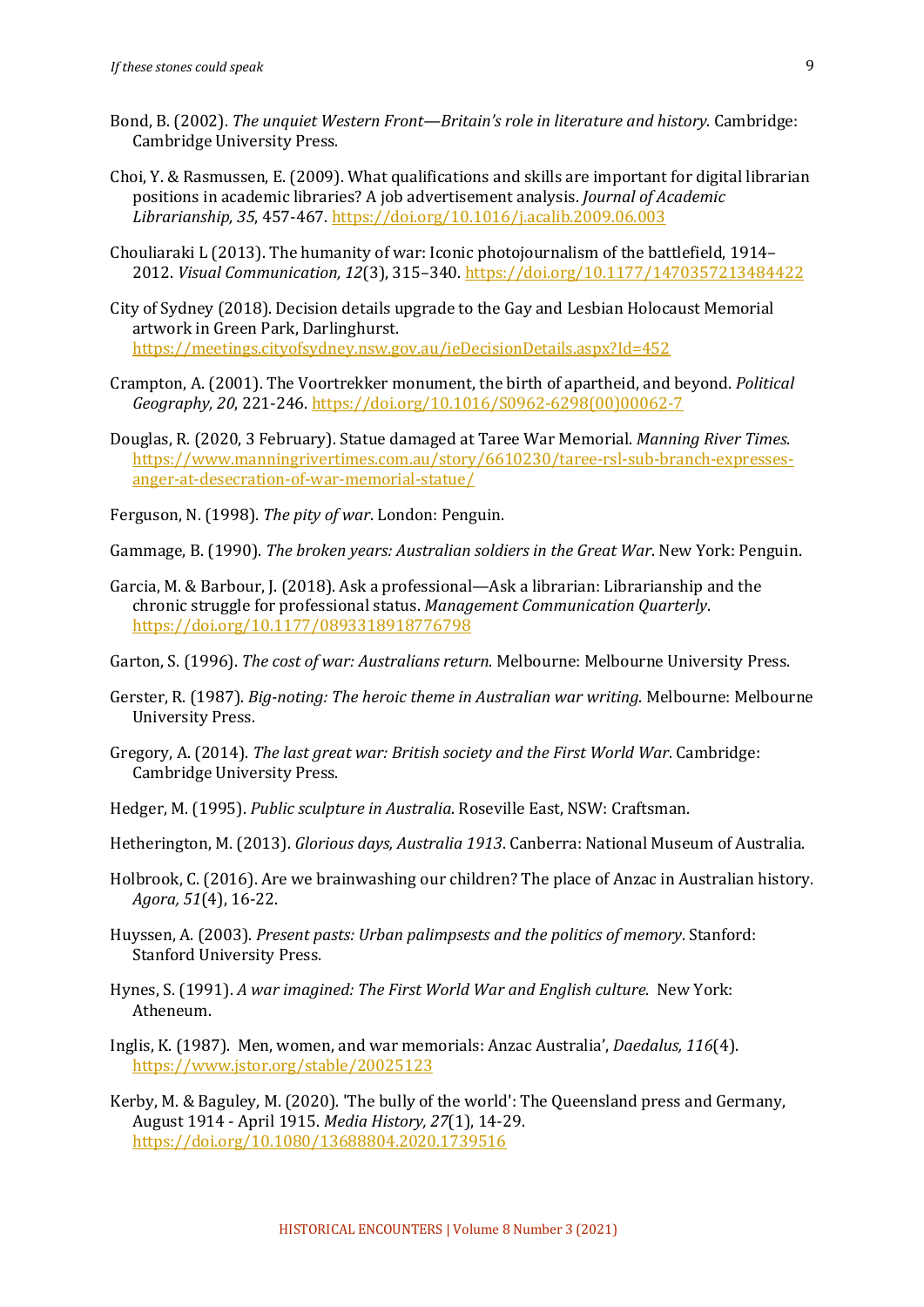Bond, B. (2002). *The unquiet Western Front—Britain's role in literature and history*. Cambridge: Cambridge University Press.

Choi, Y. & Rasmussen, E. (2009). What qualifications and skills are important for digital librarian positions in academic libraries? A job advertisement analysis. *Journal of Academic Librarianship, 35*, 457-467. https://doi.org/10.1016/j.acalib.2009.06.003

Chouliaraki L (2013). The humanity of war: Iconic photojournalism of the battlefield, 1914–2012. *Visual Communication, 12*(3), 315–340. https://doi.org/10.1177/1470357213484422

City of Sydney (2018). Decision details upgrade to the Gay and Lesbian Holocaust Memorial artwork in Green Park, Darlinghurst. https://meetings.cityofsydney.nsw.gov.au/ieDecisionDetails.aspx?Id=452

Crampton, A. (2001). The Voortrekker monument, the birth of apartheid, and beyond. *Political Geography, 20*, 221-246. https://doi.org/10.1016/S0962-6298(00)00062-7

Douglas, R. (2020, 3 February). Statue damaged at Taree War Memorial. *Manning River Times*. https://www.manningrivertimes.com.au/story/6610230/taree-rsl-sub-branch-expresses-anger-at-desecration-of-war-memorial-statue/

Ferguson, N. (1998). *The pity of war*. London: Penguin.

Gammage, B. (1990). *The broken years: Australian soldiers in the Great War*. New York: Penguin.

Garcia, M. & Barbour, J. (2018). Ask a professional—Ask a librarian: Librarianship and the chronic struggle for professional status. *Management Communication Quarterly*. https://doi.org/10.1177/0893318918776798

Garton, S. (1996). *The cost of war: Australians return*. Melbourne: Melbourne University Press.

Gerster, R. (1987). *Big-noting: The heroic theme in Australian war writing*. Melbourne: Melbourne University Press.

Gregory, A. (2014). *The last great war: British society and the First World War*. Cambridge: Cambridge University Press.

Hedger, M. (1995). *Public sculpture in Australia*. Roseville East, NSW: Craftsman.

Hetherington, M. (2013). *Glorious days, Australia 1913*. Canberra: National Museum of Australia.

Holbrook, C. (2016). Are we brainwashing our children? The place of Anzac in Australian history. *Agora, 51*(4), 16-22.

Huyssen, A. (2003). *Present pasts: Urban palimpsests and the politics of memory*. Stanford: Stanford University Press.

Hynes, S. (1991). *A war imagined: The First World War and English culture*. New York: Atheneum.

Inglis, K. (1987). Men, women, and war memorials: Anzac Australia', *Daedalus, 116*(4). https://www.jstor.org/stable/20025123

Kerby, M. & Baguley, M. (2020). 'The bully of the world': The Queensland press and Germany, August 1914 - April 1915. *Media History, 27*(1), 14-29. https://doi.org/10.1080/13688804.2020.1739516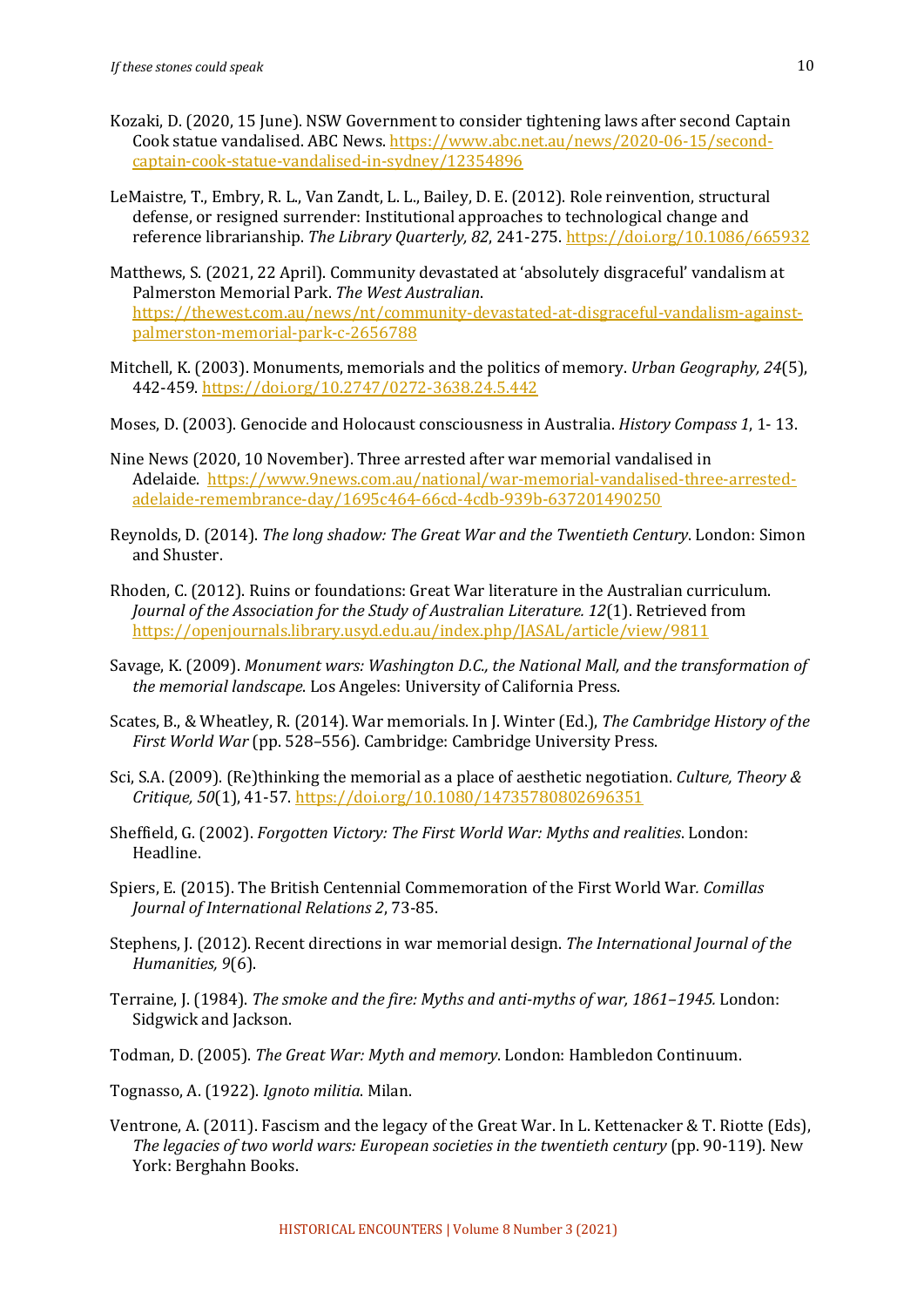Kozaki, D. (2020, 15 June). NSW Government to consider tightening laws after second Captain Cook statue vandalised. ABC News. https://www.abc.net.au/news/2020-06-15/second-captain-cook-statue-vandalised-in-sydney/12354896

LeMaistre, T., Embry, R. L., Van Zandt, L. L., Bailey, D. E. (2012). Role reinvention, structural defense, or resigned surrender: Institutional approaches to technological change and reference librarianship. *The Library Quarterly, 82*, 241-275. https://doi.org/10.1086/665932

Matthews, S. (2021, 22 April). Community devastated at 'absolutely disgraceful' vandalism at Palmerston Memorial Park. *The West Australian*. https://thewest.com.au/news/nt/community-devastated-at-disgraceful-vandalism-against-palmerston-memorial-park-c-2656788

Mitchell, K. (2003). Monuments, memorials and the politics of memory. *Urban Geography, 24*(5), 442-459. https://doi.org/10.2747/0272-3638.24.5.442

Moses, D. (2003). Genocide and Holocaust consciousness in Australia. *History Compass 1*, 1- 13.

Nine News (2020, 10 November). Three arrested after war memorial vandalised in Adelaide. https://www.9news.com.au/national/war-memorial-vandalised-three-arrested-adelaide-remembrance-day/1695c464-66cd-4cdb-939b-637201490250

Reynolds, D. (2014). *The long shadow: The Great War and the Twentieth Century*. London: Simon and Shuster.

Rhoden, C. (2012). Ruins or foundations: Great War literature in the Australian curriculum. *Journal of the Association for the Study of Australian Literature. 12*(1). Retrieved from https://openjournals.library.usyd.edu.au/index.php/JASAL/article/view/9811

Savage, K. (2009). *Monument wars: Washington D.C., the National Mall, and the transformation of the memorial landscape*. Los Angeles: University of California Press.

Scates, B., & Wheatley, R. (2014). War memorials. In J. Winter (Ed.), *The Cambridge History of the First World War* (pp. 528–556). Cambridge: Cambridge University Press.

Sci, S.A. (2009). (Re)thinking the memorial as a place of aesthetic negotiation. *Culture, Theory & Critique, 50*(1), 41-57. https://doi.org/10.1080/14735780802696351

Sheffield, G. (2002). *Forgotten Victory: The First World War: Myths and realities*. London: Headline.

Spiers, E. (2015). The British Centennial Commemoration of the First World War. *Comillas Journal of International Relations 2*, 73-85.

Stephens, J. (2012). Recent directions in war memorial design. *The International Journal of the Humanities, 9*(6).

Terraine, J. (1984). *The smoke and the fire: Myths and anti-myths of war, 1861–1945.* London: Sidgwick and Jackson.

Todman, D. (2005). *The Great War: Myth and memory*. London: Hambledon Continuum.

Tognasso, A. (1922). *Ignoto militia*. Milan.

Ventrone, A. (2011). Fascism and the legacy of the Great War. In L. Kettenacker & T. Riotte (Eds), *The legacies of two world wars: European societies in the twentieth century* (pp. 90-119). New York: Berghahn Books.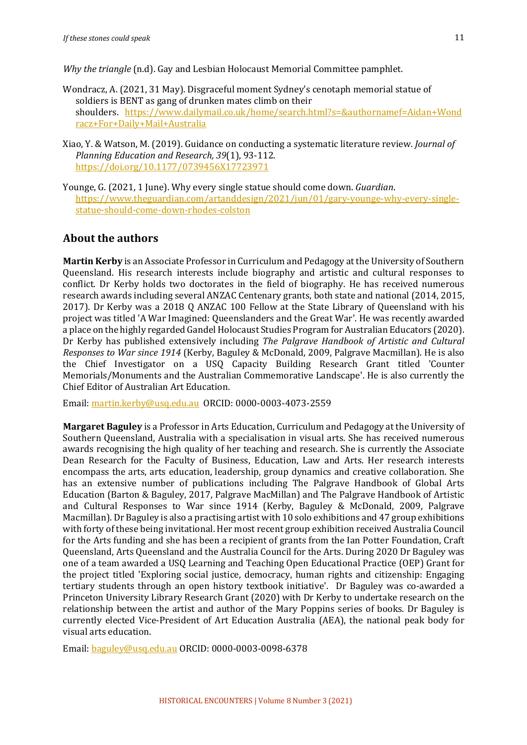*Why the triangle* (n.d). Gay and Lesbian Holocaust Memorial Committee pamphlet.

Wondracz, A. (2021, 31 May). Disgraceful moment Sydney's cenotaph memorial statue of soldiers is BENT as gang of drunken mates climb on their shoulders. https://www.dailymail.co.uk/home/search.html?s=&authornamef=Aidan+Wondracz+For+Daily+Mail+Australia

Xiao, Y. & Watson, M. (2019). Guidance on conducting a systematic literature review. *Journal of Planning Education and Research, 39*(1), 93-112. https://doi.org/10.1177/0739456X17723971

Younge, G. (2021, 1 June). Why every single statue should come down. *Guardian*. https://www.theguardian.com/artanddesign/2021/jun/01/gary-younge-why-every-single-statue-should-come-down-rhodes-colston

## About the authors

**Martin Kerby** is an Associate Professor in Curriculum and Pedagogy at the University of Southern Queensland. His research interests include biography and artistic and cultural responses to conflict. Dr Kerby holds two doctorates in the field of biography. He has received numerous research awards including several ANZAC Centenary grants, both state and national (2014, 2015, 2017). Dr Kerby was a 2018 Q ANZAC 100 Fellow at the State Library of Queensland with his project was titled 'A War Imagined: Queenslanders and the Great War'. He was recently awarded a place on the highly regarded Gandel Holocaust Studies Program for Australian Educators (2020). Dr Kerby has published extensively including *The Palgrave Handbook of Artistic and Cultural Responses to War since 1914* (Kerby, Baguley & McDonald, 2009, Palgrave Macmillan). He is also the Chief Investigator on a USQ Capacity Building Research Grant titled 'Counter Memorials/Monuments and the Australian Commemorative Landscape'. He is also currently the Chief Editor of Australian Art Education.

Email: martin.kerby@usq.edu.au ORCID: 0000-0003-4073-2559

**Margaret Baguley** is a Professor in Arts Education, Curriculum and Pedagogy at the University of Southern Queensland, Australia with a specialisation in visual arts. She has received numerous awards recognising the high quality of her teaching and research. She is currently the Associate Dean Research for the Faculty of Business, Education, Law and Arts. Her research interests encompass the arts, arts education, leadership, group dynamics and creative collaboration. She has an extensive number of publications including The Palgrave Handbook of Global Arts Education (Barton & Baguley, 2017, Palgrave MacMillan) and The Palgrave Handbook of Artistic and Cultural Responses to War since 1914 (Kerby, Baguley & McDonald, 2009, Palgrave Macmillan). Dr Baguley is also a practising artist with 10 solo exhibitions and 47 group exhibitions with forty of these being invitational. Her most recent group exhibition received Australia Council for the Arts funding and she has been a recipient of grants from the Ian Potter Foundation, Craft Queensland, Arts Queensland and the Australia Council for the Arts. During 2020 Dr Baguley was one of a team awarded a USQ Learning and Teaching Open Educational Practice (OEP) Grant for the project titled 'Exploring social justice, democracy, human rights and citizenship: Engaging tertiary students through an open history textbook initiative'. Dr Baguley was co-awarded a Princeton University Library Research Grant (2020) with Dr Kerby to undertake research on the relationship between the artist and author of the Mary Poppins series of books. Dr Baguley is currently elected Vice-President of Art Education Australia (AEA), the national peak body for visual arts education.

Email: baguley@usq.edu.au ORCID: 0000-0003-0098-6378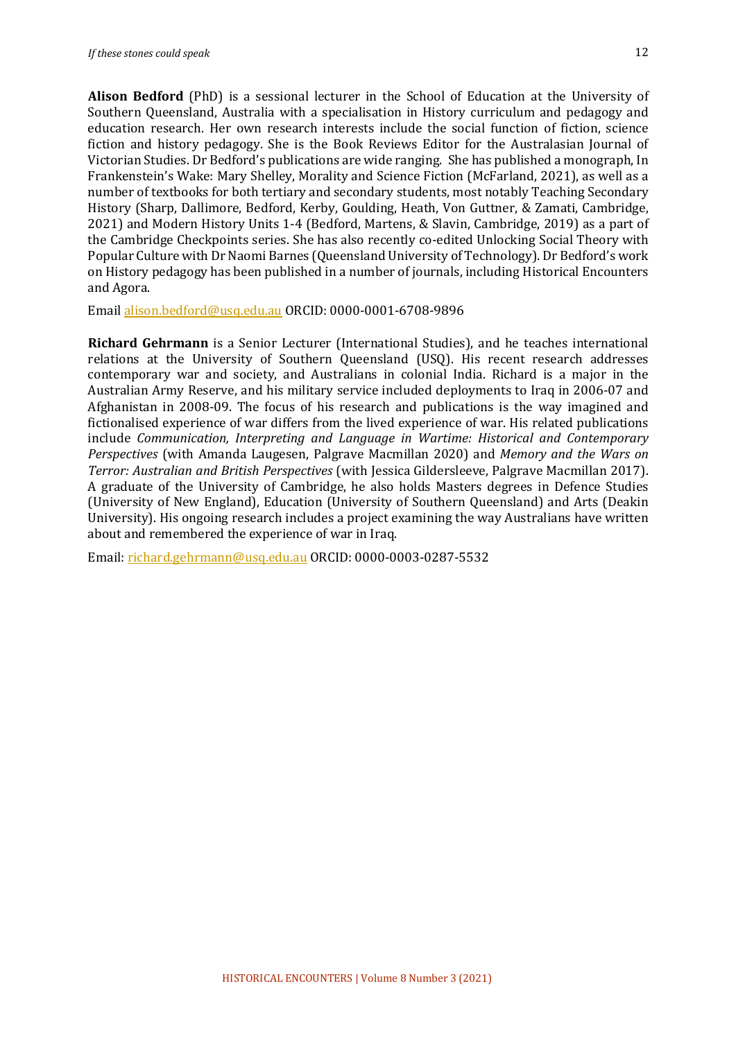**Alison Bedford** (PhD) is a sessional lecturer in the School of Education at the University of Southern Queensland, Australia with a specialisation in History curriculum and pedagogy and education research. Her own research interests include the social function of fiction, science fiction and history pedagogy. She is the Book Reviews Editor for the Australasian Journal of Victorian Studies. Dr Bedford's publications are wide ranging. She has published a monograph, In Frankenstein's Wake: Mary Shelley, Morality and Science Fiction (McFarland, 2021), as well as a number of textbooks for both tertiary and secondary students, most notably Teaching Secondary History (Sharp, Dallimore, Bedford, Kerby, Goulding, Heath, Von Guttner, & Zamati, Cambridge, 2021) and Modern History Units 1-4 (Bedford, Martens, & Slavin, Cambridge, 2019) as a part of the Cambridge Checkpoints series. She has also recently co-edited Unlocking Social Theory with Popular Culture with Dr Naomi Barnes (Queensland University of Technology). Dr Bedford's work on History pedagogy has been published in a number of journals, including Historical Encounters and Agora.

Email alison.bedford@usq.edu.au ORCID: 0000-0001-6708-9896

**Richard Gehrmann** is a Senior Lecturer (International Studies), and he teaches international relations at the University of Southern Queensland (USQ). His recent research addresses contemporary war and society, and Australians in colonial India. Richard is a major in the Australian Army Reserve, and his military service included deployments to Iraq in 2006-07 and Afghanistan in 2008-09. The focus of his research and publications is the way imagined and fictionalised experience of war differs from the lived experience of war. His related publications include *Communication, Interpreting and Language in Wartime: Historical and Contemporary Perspectives* (with Amanda Laugesen, Palgrave Macmillan 2020) and *Memory and the Wars on Terror: Australian and British Perspectives* (with Jessica Gildersleeve, Palgrave Macmillan 2017). A graduate of the University of Cambridge, he also holds Masters degrees in Defence Studies (University of New England), Education (University of Southern Queensland) and Arts (Deakin University). His ongoing research includes a project examining the way Australians have written about and remembered the experience of war in Iraq.

Email: richard.gehrmann@usq.edu.au ORCID: 0000-0003-0287-5532